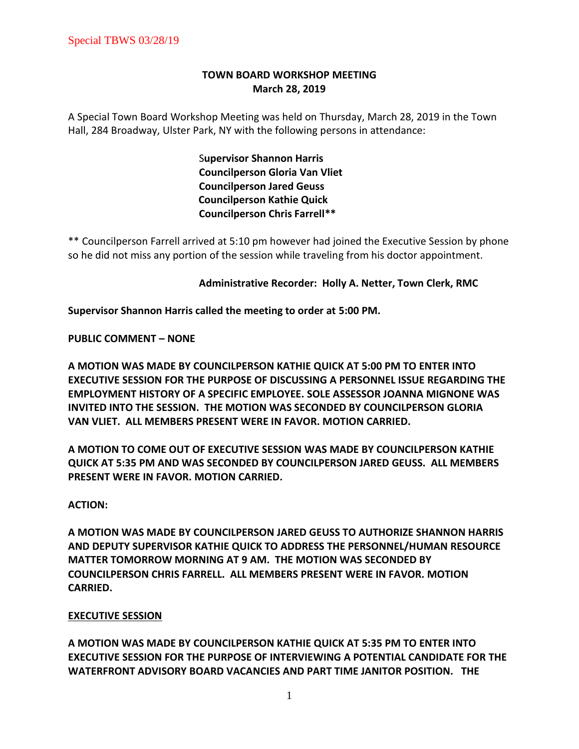# TOWN BOARD WORKSHOP MEETING
## March 28, 2019

A Special Town Board Workshop Meeting was held on Thursday, March 28, 2019 in the Town Hall, 284 Broadway, Ulster Park, NY with the following persons in attendance:

**Supervisor Shannon Harris**
**Councilperson Gloria Van Vliet**
**Councilperson Jared Geuss**
**Councilperson Kathie Quick**
**Councilperson Chris Farrell\*\***

\*\* Councilperson Farrell arrived at 5:10 pm however had joined the Executive Session by phone so he did not miss any portion of the session while traveling from his doctor appointment.

**Administrative Recorder: Holly A. Netter, Town Clerk, RMC**

**Supervisor Shannon Harris called the meeting to order at 5:00 PM.**

**PUBLIC COMMENT – NONE**

**A MOTION WAS MADE BY COUNCILPERSON KATHIE QUICK AT 5:00 PM TO ENTER INTO EXECUTIVE SESSION FOR THE PURPOSE OF DISCUSSING A PERSONNEL ISSUE REGARDING THE EMPLOYMENT HISTORY OF A SPECIFIC EMPLOYEE. SOLE ASSESSOR JOANNA MIGNONE WAS INVITED INTO THE SESSION. THE MOTION WAS SECONDED BY COUNCILPERSON GLORIA VAN VLIET. ALL MEMBERS PRESENT WERE IN FAVOR. MOTION CARRIED.**

**A MOTION TO COME OUT OF EXECUTIVE SESSION WAS MADE BY COUNCILPERSON KATHIE QUICK AT 5:35 PM AND WAS SECONDED BY COUNCILPERSON JARED GEUSS. ALL MEMBERS PRESENT WERE IN FAVOR. MOTION CARRIED.**

**ACTION:**

**A MOTION WAS MADE BY COUNCILPERSON JARED GEUSS TO AUTHORIZE SHANNON HARRIS AND DEPUTY SUPERVISOR KATHIE QUICK TO ADDRESS THE PERSONNEL/HUMAN RESOURCE MATTER TOMORROW MORNING AT 9 AM. THE MOTION WAS SECONDED BY COUNCILPERSON CHRIS FARRELL. ALL MEMBERS PRESENT WERE IN FAVOR. MOTION CARRIED.**

**<u>EXECUTIVE SESSION</u>**

**A MOTION WAS MADE BY COUNCILPERSON KATHIE QUICK AT 5:35 PM TO ENTER INTO EXECUTIVE SESSION FOR THE PURPOSE OF INTERVIEWING A POTENTIAL CANDIDATE FOR THE WATERFRONT ADVISORY BOARD VACANCIES AND PART TIME JANITOR POSITION. THE**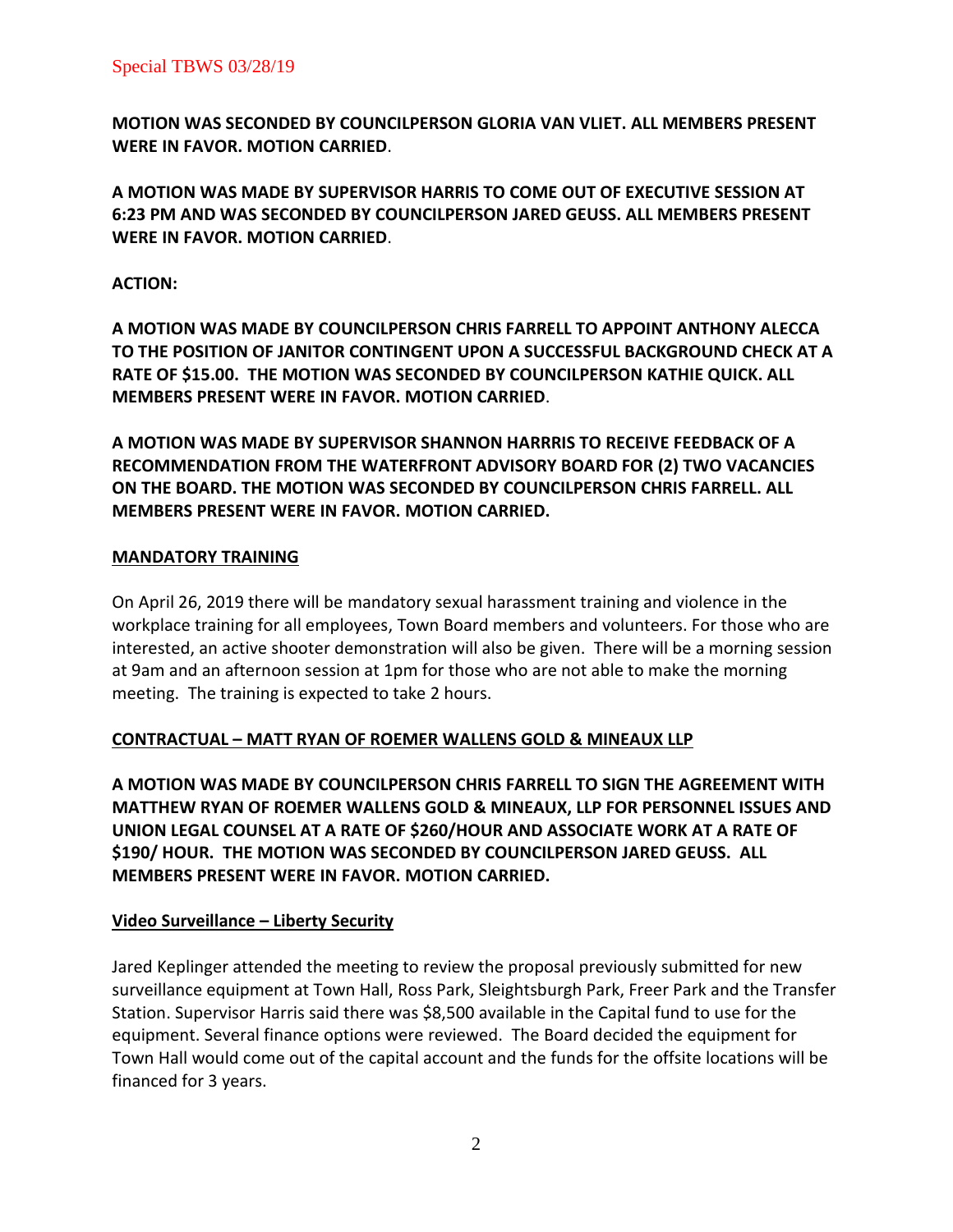**MOTION WAS SECONDED BY COUNCILPERSON GLORIA VAN VLIET. ALL MEMBERS PRESENT WERE IN FAVOR. MOTION CARRIED**.

**A MOTION WAS MADE BY SUPERVISOR HARRIS TO COME OUT OF EXECUTIVE SESSION AT 6:23 PM AND WAS SECONDED BY COUNCILPERSON JARED GEUSS. ALL MEMBERS PRESENT WERE IN FAVOR. MOTION CARRIED**.

**ACTION:**

**A MOTION WAS MADE BY COUNCILPERSON CHRIS FARRELL TO APPOINT ANTHONY ALECCA TO THE POSITION OF JANITOR CONTINGENT UPON A SUCCESSFUL BACKGROUND CHECK AT A RATE OF $15.00. THE MOTION WAS SECONDED BY COUNCILPERSON KATHIE QUICK. ALL MEMBERS PRESENT WERE IN FAVOR. MOTION CARRIED**.

**A MOTION WAS MADE BY SUPERVISOR SHANNON HARRRIS TO RECEIVE FEEDBACK OF A RECOMMENDATION FROM THE WATERFRONT ADVISORY BOARD FOR (2) TWO VACANCIES ON THE BOARD. THE MOTION WAS SECONDED BY COUNCILPERSON CHRIS FARRELL. ALL MEMBERS PRESENT WERE IN FAVOR. MOTION CARRIED.**

**MANDATORY TRAINING**

On April 26, 2019 there will be mandatory sexual harassment training and violence in the workplace training for all employees, Town Board members and volunteers. For those who are interested, an active shooter demonstration will also be given. There will be a morning session at 9am and an afternoon session at 1pm for those who are not able to make the morning meeting. The training is expected to take 2 hours.

**CONTRACTUAL – MATT RYAN OF ROEMER WALLENS GOLD & MINEAUX LLP**

**A MOTION WAS MADE BY COUNCILPERSON CHRIS FARRELL TO SIGN THE AGREEMENT WITH MATTHEW RYAN OF ROEMER WALLENS GOLD & MINEAUX, LLP FOR PERSONNEL ISSUES AND UNION LEGAL COUNSEL AT A RATE OF $260/HOUR AND ASSOCIATE WORK AT A RATE OF $190/ HOUR. THE MOTION WAS SECONDED BY COUNCILPERSON JARED GEUSS. ALL MEMBERS PRESENT WERE IN FAVOR. MOTION CARRIED.**

**Video Surveillance – Liberty Security**

Jared Keplinger attended the meeting to review the proposal previously submitted for new surveillance equipment at Town Hall, Ross Park, Sleightsburgh Park, Freer Park and the Transfer Station. Supervisor Harris said there was $8,500 available in the Capital fund to use for the equipment. Several finance options were reviewed. The Board decided the equipment for Town Hall would come out of the capital account and the funds for the offsite locations will be financed for 3 years.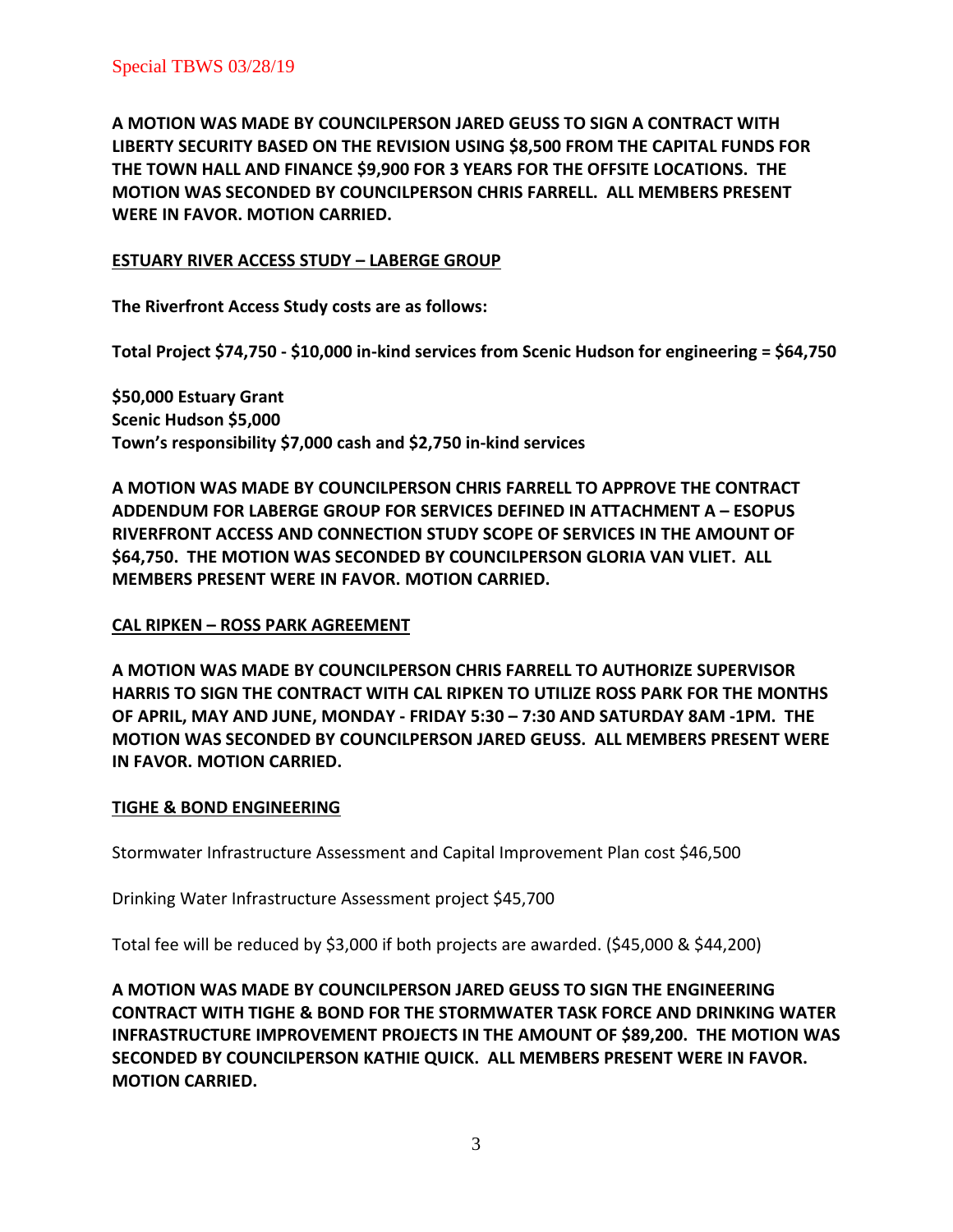**A MOTION WAS MADE BY COUNCILPERSON JARED GEUSS TO SIGN A CONTRACT WITH LIBERTY SECURITY BASED ON THE REVISION USING $8,500 FROM THE CAPITAL FUNDS FOR THE TOWN HALL AND FINANCE $9,900 FOR 3 YEARS FOR THE OFFSITE LOCATIONS. THE MOTION WAS SECONDED BY COUNCILPERSON CHRIS FARRELL. ALL MEMBERS PRESENT WERE IN FAVOR. MOTION CARRIED.**

**ESTUARY RIVER ACCESS STUDY – LABERGE GROUP**

**The Riverfront Access Study costs are as follows:**

**Total Project $74,750 - $10,000 in-kind services from Scenic Hudson for engineering = $64,750**

**$50,000 Estuary Grant**
**Scenic Hudson $5,000**
**Town's responsibility $7,000 cash and $2,750 in-kind services**

**A MOTION WAS MADE BY COUNCILPERSON CHRIS FARRELL TO APPROVE THE CONTRACT ADDENDUM FOR LABERGE GROUP FOR SERVICES DEFINED IN ATTACHMENT A – ESOPUS RIVERFRONT ACCESS AND CONNECTION STUDY SCOPE OF SERVICES IN THE AMOUNT OF $64,750. THE MOTION WAS SECONDED BY COUNCILPERSON GLORIA VAN VLIET. ALL MEMBERS PRESENT WERE IN FAVOR. MOTION CARRIED.**

**CAL RIPKEN – ROSS PARK AGREEMENT**

**A MOTION WAS MADE BY COUNCILPERSON CHRIS FARRELL TO AUTHORIZE SUPERVISOR HARRIS TO SIGN THE CONTRACT WITH CAL RIPKEN TO UTILIZE ROSS PARK FOR THE MONTHS OF APRIL, MAY AND JUNE, MONDAY - FRIDAY 5:30 – 7:30 AND SATURDAY 8AM -1PM. THE MOTION WAS SECONDED BY COUNCILPERSON JARED GEUSS. ALL MEMBERS PRESENT WERE IN FAVOR. MOTION CARRIED.**

**TIGHE & BOND ENGINEERING**

Stormwater Infrastructure Assessment and Capital Improvement Plan cost $46,500

Drinking Water Infrastructure Assessment project $45,700

Total fee will be reduced by $3,000 if both projects are awarded. ($45,000 & $44,200)

**A MOTION WAS MADE BY COUNCILPERSON JARED GEUSS TO SIGN THE ENGINEERING CONTRACT WITH TIGHE & BOND FOR THE STORMWATER TASK FORCE AND DRINKING WATER INFRASTRUCTURE IMPROVEMENT PROJECTS IN THE AMOUNT OF $89,200. THE MOTION WAS SECONDED BY COUNCILPERSON KATHIE QUICK. ALL MEMBERS PRESENT WERE IN FAVOR. MOTION CARRIED.**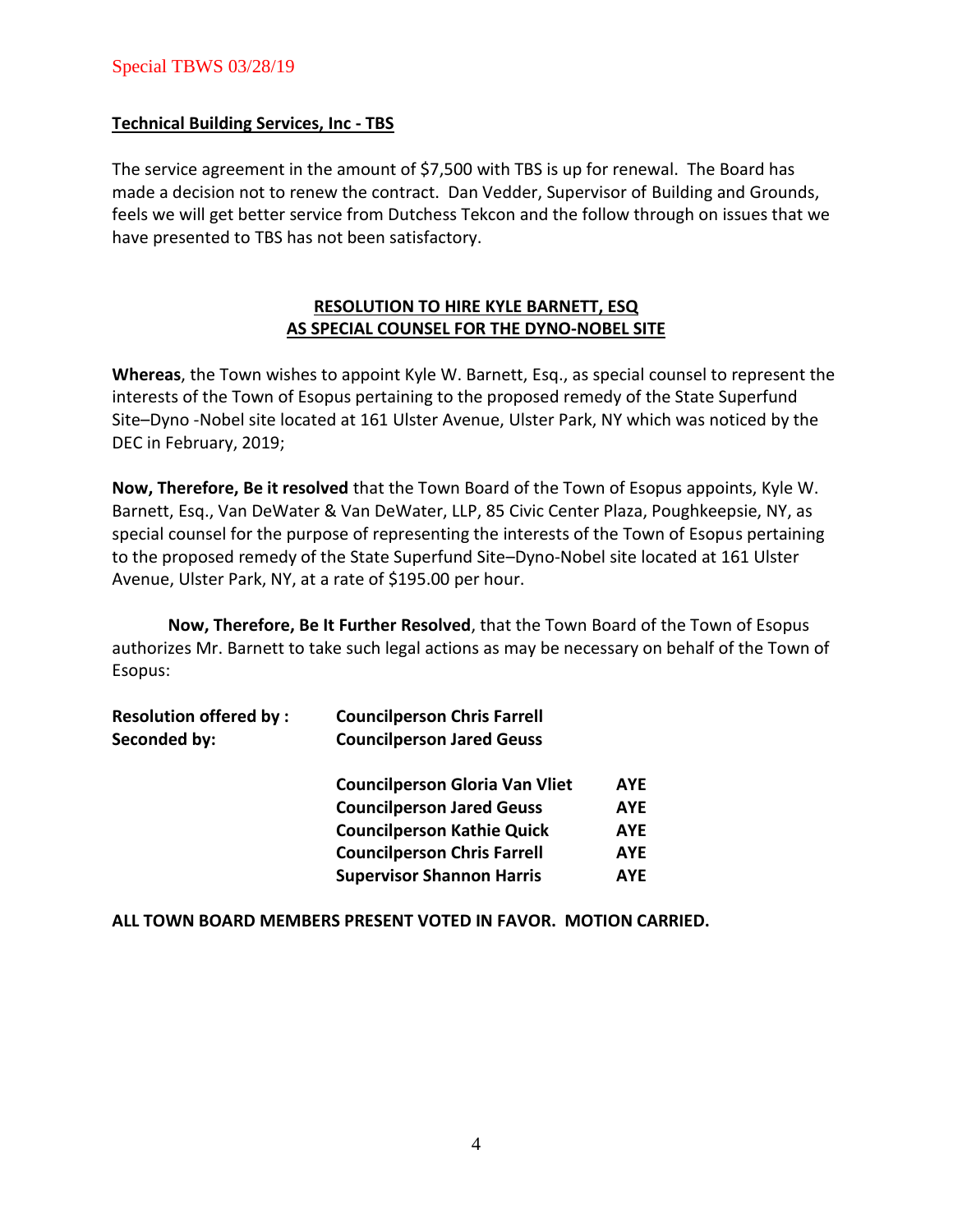**Technical Building Services, Inc - TBS**

The service agreement in the amount of $7,500 with TBS is up for renewal. The Board has made a decision not to renew the contract. Dan Vedder, Supervisor of Building and Grounds, feels we will get better service from Dutchess Tekcon and the follow through on issues that we have presented to TBS has not been satisfactory.

**RESOLUTION TO HIRE KYLE BARNETT, ESQ AS SPECIAL COUNSEL FOR THE DYNO-NOBEL SITE**

**Whereas**, the Town wishes to appoint Kyle W. Barnett, Esq., as special counsel to represent the interests of the Town of Esopus pertaining to the proposed remedy of the State Superfund Site–Dyno -Nobel site located at 161 Ulster Avenue, Ulster Park, NY which was noticed by the DEC in February, 2019;

**Now, Therefore, Be it resolved** that the Town Board of the Town of Esopus appoints, Kyle W. Barnett, Esq., Van DeWater & Van DeWater, LLP, 85 Civic Center Plaza, Poughkeepsie, NY, as special counsel for the purpose of representing the interests of the Town of Esopus pertaining to the proposed remedy of the State Superfund Site–Dyno-Nobel site located at 161 Ulster Avenue, Ulster Park, NY, at a rate of $195.00 per hour.

**Now, Therefore, Be It Further Resolved**, that the Town Board of the Town of Esopus authorizes Mr. Barnett to take such legal actions as may be necessary on behalf of the Town of Esopus:

**Resolution offered by :** **Councilperson Chris Farrell**
**Seconded by:** **Councilperson Jared Geuss**

| | |
|---|---|
| **Councilperson Gloria Van Vliet** | **AYE** |
| **Councilperson Jared Geuss** | **AYE** |
| **Councilperson Kathie Quick** | **AYE** |
| **Councilperson Chris Farrell** | **AYE** |
| **Supervisor Shannon Harris** | **AYE** |

**ALL TOWN BOARD MEMBERS PRESENT VOTED IN FAVOR. MOTION CARRIED.**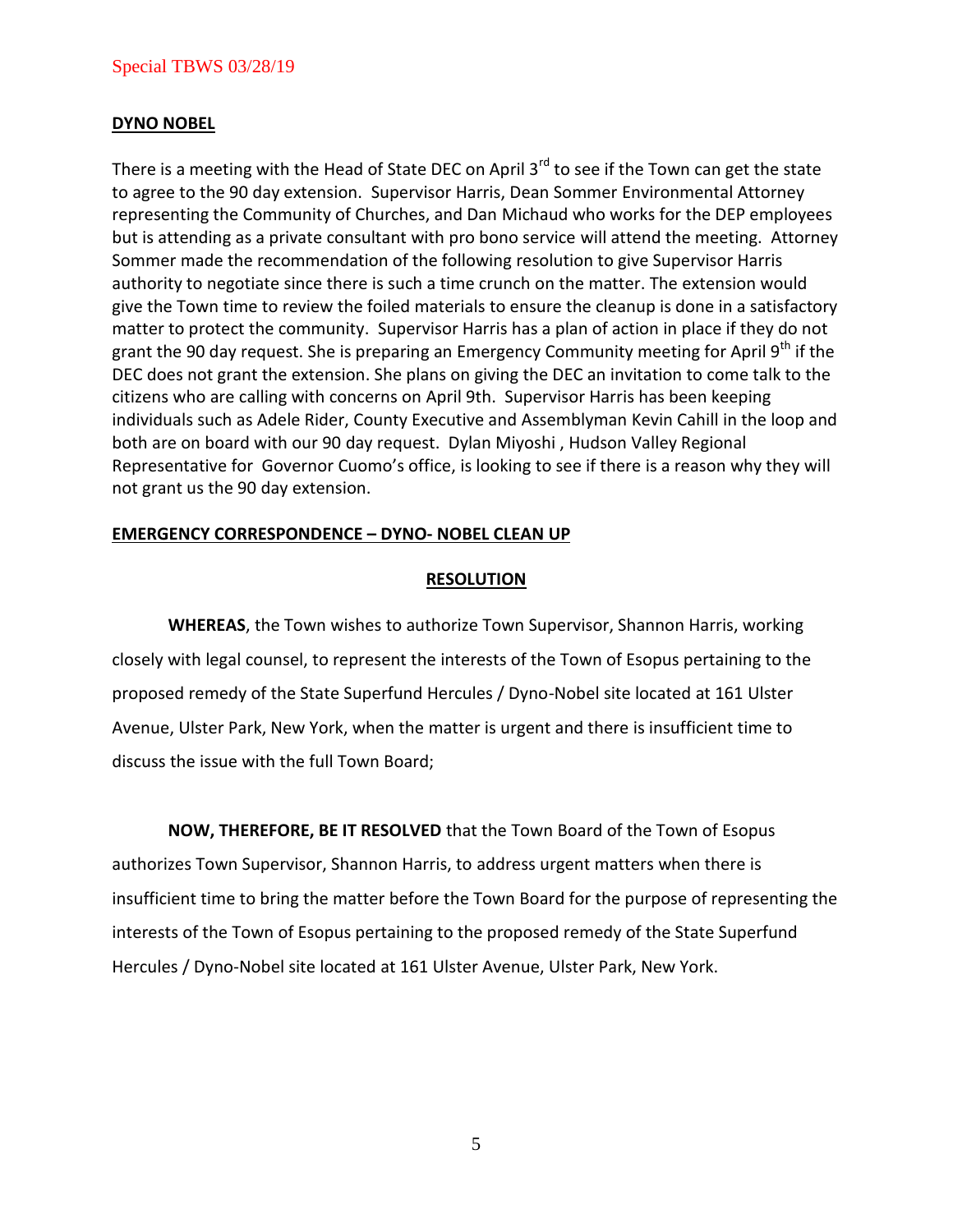**DYNO NOBEL**

There is a meeting with the Head of State DEC on April 3rd to see if the Town can get the state to agree to the 90 day extension. Supervisor Harris, Dean Sommer Environmental Attorney representing the Community of Churches, and Dan Michaud who works for the DEP employees but is attending as a private consultant with pro bono service will attend the meeting. Attorney Sommer made the recommendation of the following resolution to give Supervisor Harris authority to negotiate since there is such a time crunch on the matter. The extension would give the Town time to review the foiled materials to ensure the cleanup is done in a satisfactory matter to protect the community. Supervisor Harris has a plan of action in place if they do not grant the 90 day request. She is preparing an Emergency Community meeting for April 9th if the DEC does not grant the extension. She plans on giving the DEC an invitation to come talk to the citizens who are calling with concerns on April 9th. Supervisor Harris has been keeping individuals such as Adele Rider, County Executive and Assemblyman Kevin Cahill in the loop and both are on board with our 90 day request. Dylan Miyoshi , Hudson Valley Regional Representative for Governor Cuomo's office, is looking to see if there is a reason why they will not grant us the 90 day extension.

**EMERGENCY CORRESPONDENCE – DYNO- NOBEL CLEAN UP**

**RESOLUTION**

**WHEREAS**, the Town wishes to authorize Town Supervisor, Shannon Harris, working closely with legal counsel, to represent the interests of the Town of Esopus pertaining to the proposed remedy of the State Superfund Hercules / Dyno-Nobel site located at 161 Ulster Avenue, Ulster Park, New York, when the matter is urgent and there is insufficient time to discuss the issue with the full Town Board;

**NOW, THEREFORE, BE IT RESOLVED** that the Town Board of the Town of Esopus authorizes Town Supervisor, Shannon Harris, to address urgent matters when there is insufficient time to bring the matter before the Town Board for the purpose of representing the interests of the Town of Esopus pertaining to the proposed remedy of the State Superfund Hercules / Dyno-Nobel site located at 161 Ulster Avenue, Ulster Park, New York.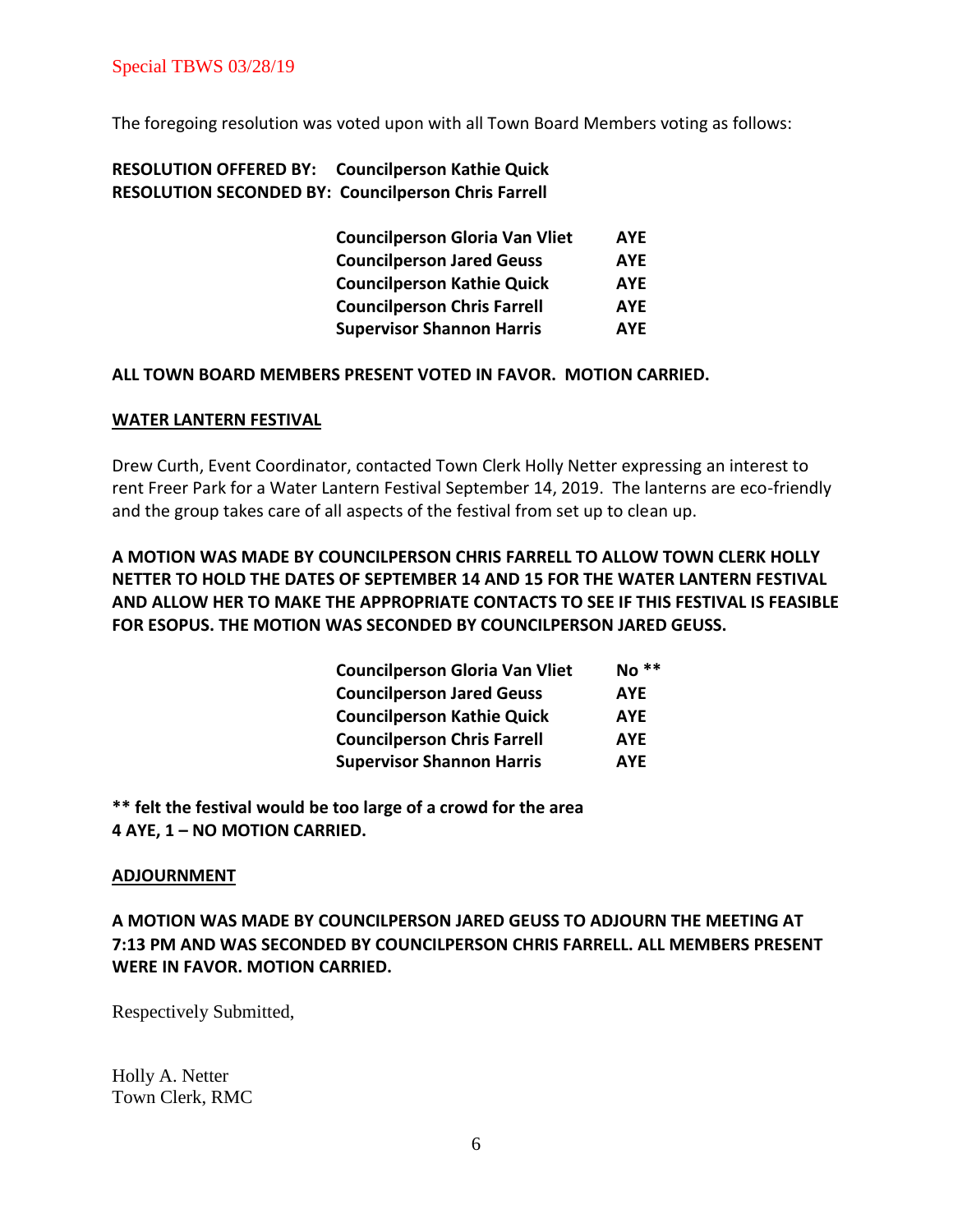The foregoing resolution was voted upon with all Town Board Members voting as follows:

**RESOLUTION OFFERED BY: Councilperson Kathie Quick**
**RESOLUTION SECONDED BY: Councilperson Chris Farrell**

| | |
|---|---|
| **Councilperson Gloria Van Vliet** | **AYE** |
| **Councilperson Jared Geuss** | **AYE** |
| **Councilperson Kathie Quick** | **AYE** |
| **Councilperson Chris Farrell** | **AYE** |
| **Supervisor Shannon Harris** | **AYE** |

**ALL TOWN BOARD MEMBERS PRESENT VOTED IN FAVOR. MOTION CARRIED.**

**WATER LANTERN FESTIVAL**

Drew Curth, Event Coordinator, contacted Town Clerk Holly Netter expressing an interest to rent Freer Park for a Water Lantern Festival September 14, 2019. The lanterns are eco-friendly and the group takes care of all aspects of the festival from set up to clean up.

**A MOTION WAS MADE BY COUNCILPERSON CHRIS FARRELL TO ALLOW TOWN CLERK HOLLY NETTER TO HOLD THE DATES OF SEPTEMBER 14 AND 15 FOR THE WATER LANTERN FESTIVAL AND ALLOW HER TO MAKE THE APPROPRIATE CONTACTS TO SEE IF THIS FESTIVAL IS FEASIBLE FOR ESOPUS. THE MOTION WAS SECONDED BY COUNCILPERSON JARED GEUSS.**

| | |
|---|---|
| **Councilperson Gloria Van Vliet** | **No \*\*** |
| **Councilperson Jared Geuss** | **AYE** |
| **Councilperson Kathie Quick** | **AYE** |
| **Councilperson Chris Farrell** | **AYE** |
| **Supervisor Shannon Harris** | **AYE** |

**\*\* felt the festival would be too large of a crowd for the area**
**4 AYE, 1 – NO MOTION CARRIED.**

**ADJOURNMENT**

**A MOTION WAS MADE BY COUNCILPERSON JARED GEUSS TO ADJOURN THE MEETING AT 7:13 PM AND WAS SECONDED BY COUNCILPERSON CHRIS FARRELL. ALL MEMBERS PRESENT WERE IN FAVOR. MOTION CARRIED.**

Respectively Submitted,

Holly A. Netter
Town Clerk, RMC